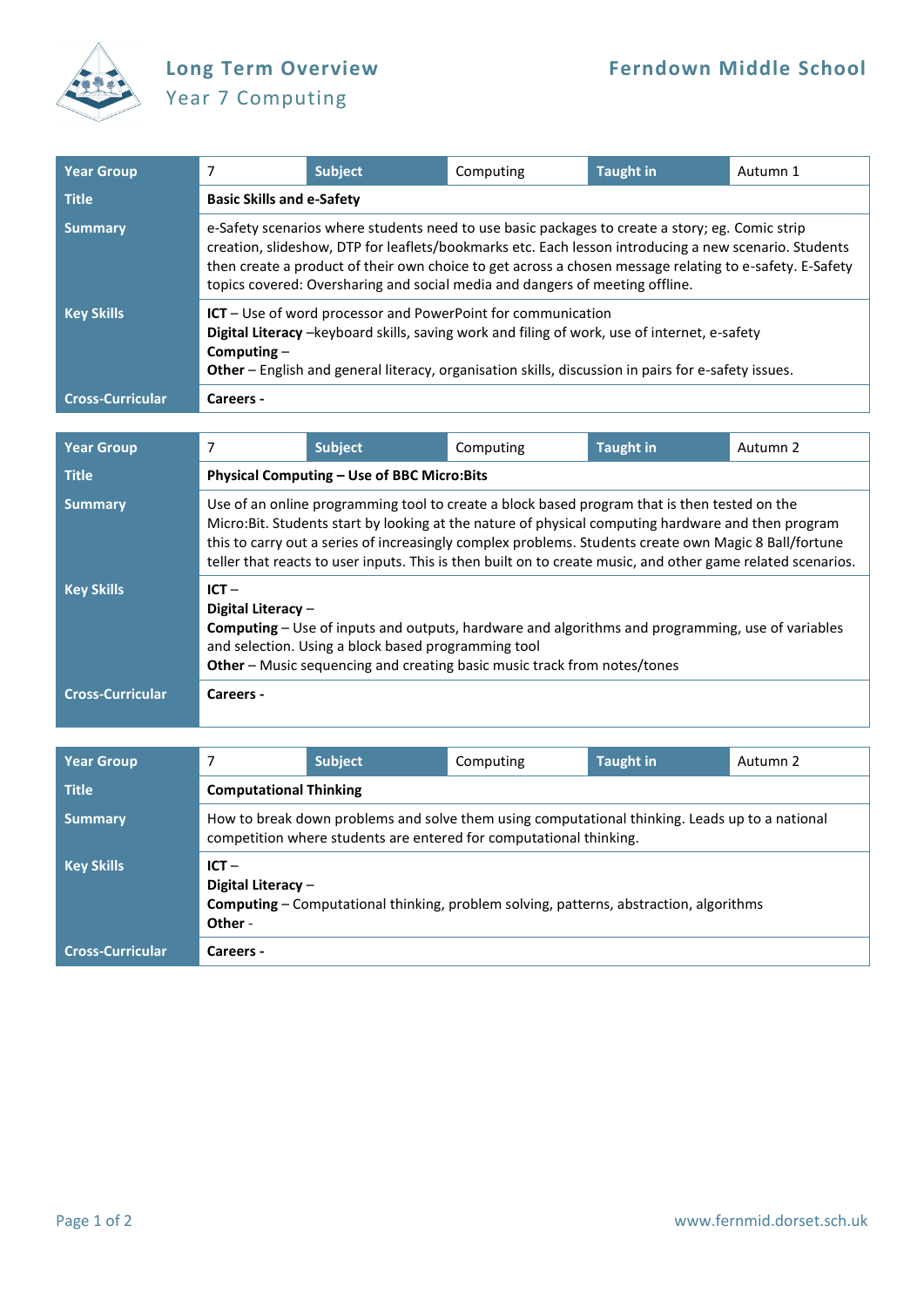# Long Term Overview

## Year 7 Computing

**Ferndown Middle School**

| Year Group | 7 | Subject | Computing | Taught in | Autumn 1 |
|---|---|---|---|---|---|
| Title | **Basic Skills and e-Safety** | | | | |
| Summary | e-Safety scenarios where students need to use basic packages to create a story; eg. Comic strip creation, slideshow, DTP for leaflets/bookmarks etc. Each lesson introducing a new scenario. Students then create a product of their own choice to get across a chosen message relating to e-safety. E-Safety topics covered: Oversharing and social media and dangers of meeting offline. | | | | |
| Key Skills | **ICT** – Use of word processor and PowerPoint for communication<br>**Digital Literacy** –keyboard skills, saving work and filing of work, use of internet, e-safety<br>**Computing** –<br>**Other** – English and general literacy, organisation skills, discussion in pairs for e-safety issues. | | | | |
| Cross-Curricular | **Careers -** | | | | |

| Year Group | 7 | Subject | Computing | Taught in | Autumn 2 |
|---|---|---|---|---|---|
| Title | **Physical Computing – Use of BBC Micro:Bits** | | | | |
| Summary | Use of an online programming tool to create a block based program that is then tested on the Micro:Bit. Students start by looking at the nature of physical computing hardware and then program this to carry out a series of increasingly complex problems. Students create own Magic 8 Ball/fortune teller that reacts to user inputs. This is then built on to create music, and other game related scenarios. | | | | |
| Key Skills | **ICT** –<br>**Digital Literacy** –<br>**Computing** – Use of inputs and outputs, hardware and algorithms and programming, use of variables and selection. Using a block based programming tool<br>**Other** – Music sequencing and creating basic music track from notes/tones | | | | |
| Cross-Curricular | **Careers -** | | | | |

| Year Group | 7 | Subject | Computing | Taught in | Autumn 2 |
|---|---|---|---|---|---|
| Title | **Computational Thinking** | | | | |
| Summary | How to break down problems and solve them using computational thinking. Leads up to a national competition where students are entered for computational thinking. | | | | |
| Key Skills | **ICT** –<br>**Digital Literacy** –<br>**Computing** – Computational thinking, problem solving, patterns, abstraction, algorithms<br>**Other** - | | | | |
| Cross-Curricular | **Careers -** | | | | |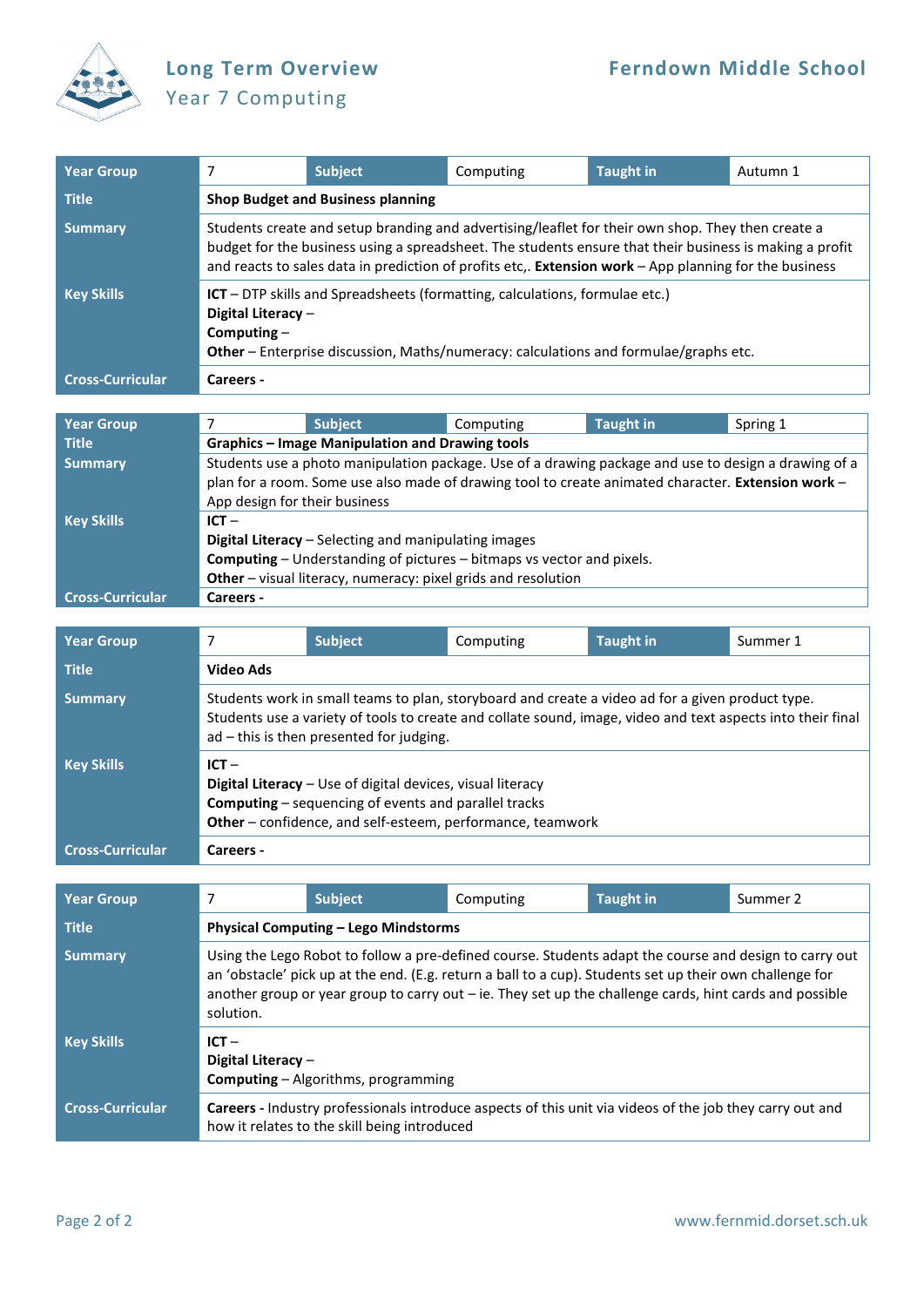# Long Term Overview

## Year 7 Computing

**Ferndown Middle School**

| Year Group | 7 | Subject | Computing | Taught in | Autumn 1 |
|---|---|---|---|---|---|
| **Title** | **Shop Budget and Business planning** | | | | |
| **Summary** | Students create and setup branding and advertising/leaflet for their own shop. They then create a budget for the business using a spreadsheet. The students ensure that their business is making a profit and reacts to sales data in prediction of profits etc,. **Extension work** – App planning for the business | | | | |
| **Key Skills** | **ICT** – DTP skills and Spreadsheets (formatting, calculations, formulae etc.)<br>**Digital Literacy** –<br>**Computing** –<br>**Other** – Enterprise discussion, Maths/numeracy: calculations and formulae/graphs etc. | | | | |
| **Cross-Curricular** | **Careers -** | | | | |

| Year Group | 7 | Subject | Computing | Taught in | Spring 1 |
|---|---|---|---|---|---|
| **Title** | **Graphics – Image Manipulation and Drawing tools** | | | | |
| **Summary** | Students use a photo manipulation package. Use of a drawing package and use to design a drawing of a plan for a room. Some use also made of drawing tool to create animated character. **Extension work** – App design for their business | | | | |
| **Key Skills** | **ICT** –<br>**Digital Literacy** – Selecting and manipulating images<br>**Computing** – Understanding of pictures – bitmaps vs vector and pixels.<br>**Other** – visual literacy, numeracy: pixel grids and resolution | | | | |
| **Cross-Curricular** | **Careers -** | | | | |

| Year Group | 7 | Subject | Computing | Taught in | Summer 1 |
|---|---|---|---|---|---|
| **Title** | **Video Ads** | | | | |
| **Summary** | Students work in small teams to plan, storyboard and create a video ad for a given product type. Students use a variety of tools to create and collate sound, image, video and text aspects into their final ad – this is then presented for judging. | | | | |
| **Key Skills** | **ICT** –<br>**Digital Literacy** – Use of digital devices, visual literacy<br>**Computing** – sequencing of events and parallel tracks<br>**Other** – confidence, and self-esteem, performance, teamwork | | | | |
| **Cross-Curricular** | **Careers -** | | | | |

| Year Group | 7 | Subject | Computing | Taught in | Summer 2 |
|---|---|---|---|---|---|
| **Title** | **Physical Computing – Lego Mindstorms** | | | | |
| **Summary** | Using the Lego Robot to follow a pre-defined course. Students adapt the course and design to carry out an 'obstacle' pick up at the end. (E.g. return a ball to a cup). Students set up their own challenge for another group or year group to carry out – ie. They set up the challenge cards, hint cards and possible solution. | | | | |
| **Key Skills** | **ICT** –<br>**Digital Literacy** –<br>**Computing** – Algorithms, programming | | | | |
| **Cross-Curricular** | **Careers -** Industry professionals introduce aspects of this unit via videos of the job they carry out and how it relates to the skill being introduced | | | | |

www.fernmid.dorset.sch.uk